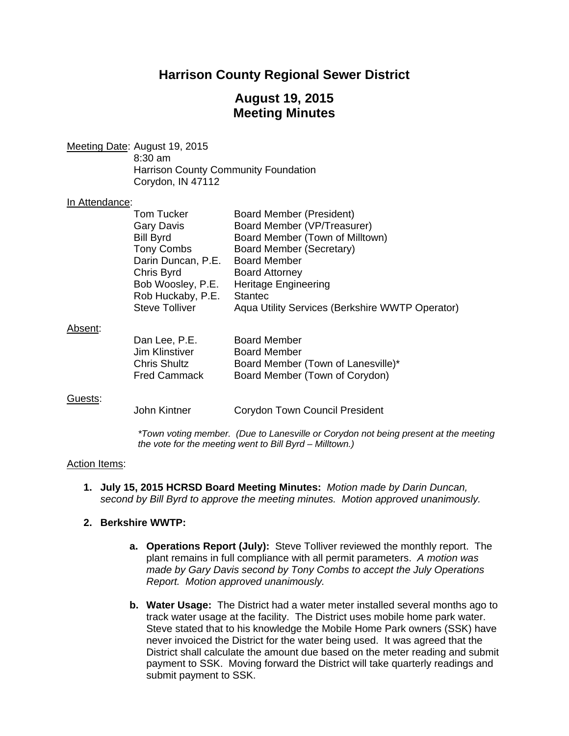# Harrison County Regional Sewer District

## August 19, 2015
## Meeting Minutes

Meeting Date: August 19, 2015
8:30 am
Harrison County Community Foundation
Corydon, IN 47112

In Attendance:

| | |
|---|---|
| Tom Tucker | Board Member (President) |
| Gary Davis | Board Member (VP/Treasurer) |
| Bill Byrd | Board Member (Town of Milltown) |
| Tony Combs | Board Member (Secretary) |
| Darin Duncan, P.E. | Board Member |
| Chris Byrd | Board Attorney |
| Bob Woosley, P.E. | Heritage Engineering |
| Rob Huckaby, P.E. | Stantec |
| Steve Tolliver | Aqua Utility Services (Berkshire WWTP Operator) |

Absent:

| | |
|---|---|
| Dan Lee, P.E. | Board Member |
| Jim Klinstiver | Board Member |
| Chris Shultz | Board Member (Town of Lanesville)* |
| Fred Cammack | Board Member (Town of Corydon) |

Guests:

| | |
|---|---|
| John Kintner | Corydon Town Council President |

*\*Town voting member. (Due to Lanesville or Corydon not being present at the meeting the vote for the meeting went to Bill Byrd – Milltown.)*

Action Items:

1. **July 15, 2015 HCRSD Board Meeting Minutes:** *Motion made by Darin Duncan, second by Bill Byrd to approve the meeting minutes. Motion approved unanimously.*

2. **Berkshire WWTP:**

   a. **Operations Report (July):** Steve Tolliver reviewed the monthly report. The plant remains in full compliance with all permit parameters. *A motion was made by Gary Davis second by Tony Combs to accept the July Operations Report. Motion approved unanimously.*

   b. **Water Usage:** The District had a water meter installed several months ago to track water usage at the facility. The District uses mobile home park water. Steve stated that to his knowledge the Mobile Home Park owners (SSK) have never invoiced the District for the water being used. It was agreed that the District shall calculate the amount due based on the meter reading and submit payment to SSK. Moving forward the District will take quarterly readings and submit payment to SSK.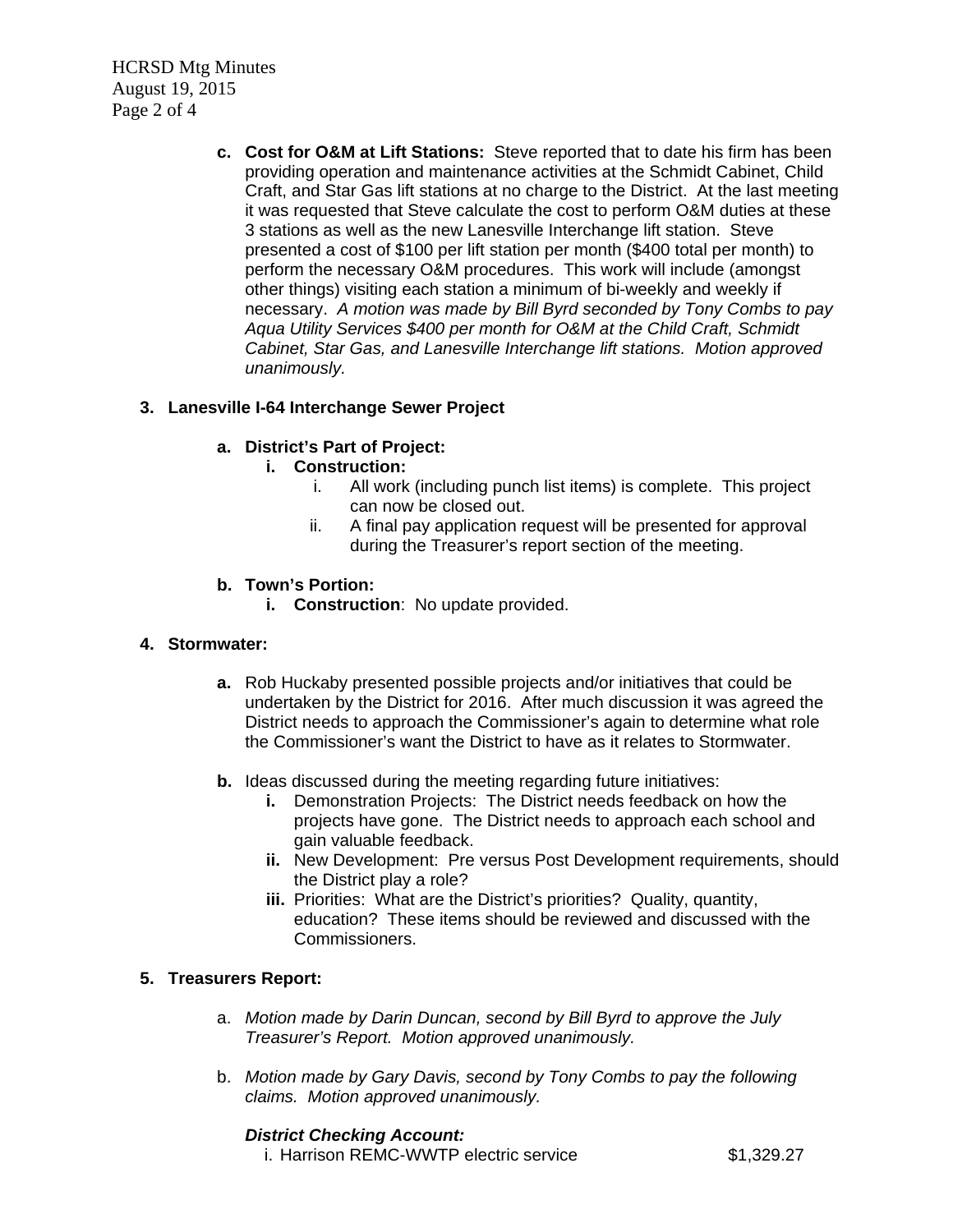c. **Cost for O&M at Lift Stations:** Steve reported that to date his firm has been providing operation and maintenance activities at the Schmidt Cabinet, Child Craft, and Star Gas lift stations at no charge to the District. At the last meeting it was requested that Steve calculate the cost to perform O&M duties at these 3 stations as well as the new Lanesville Interchange lift station. Steve presented a cost of $100 per lift station per month ($400 total per month) to perform the necessary O&M procedures. This work will include (amongst other things) visiting each station a minimum of bi-weekly and weekly if necessary. *A motion was made by Bill Byrd seconded by Tony Combs to pay Aqua Utility Services $400 per month for O&M at the Child Craft, Schmidt Cabinet, Star Gas, and Lanesville Interchange lift stations. Motion approved unanimously.*

**3. Lanesville I-64 Interchange Sewer Project**

- **a. District's Part of Project:**
  - **i. Construction:**
    - i. All work (including punch list items) is complete. This project can now be closed out.
    - ii. A final pay application request will be presented for approval during the Treasurer's report section of the meeting.

- **b. Town's Portion:**
  - **i. Construction**: No update provided.

**4. Stormwater:**

- **a.** Rob Huckaby presented possible projects and/or initiatives that could be undertaken by the District for 2016. After much discussion it was agreed the District needs to approach the Commissioner's again to determine what role the Commissioner's want the District to have as it relates to Stormwater.

- **b.** Ideas discussed during the meeting regarding future initiatives:
  - **i.** Demonstration Projects: The District needs feedback on how the projects have gone. The District needs to approach each school and gain valuable feedback.
  - **ii.** New Development: Pre versus Post Development requirements, should the District play a role?
  - **iii.** Priorities: What are the District's priorities? Quality, quantity, education? These items should be reviewed and discussed with the Commissioners.

**5. Treasurers Report:**

- a. *Motion made by Darin Duncan, second by Bill Byrd to approve the July Treasurer's Report. Motion approved unanimously.*

- b. *Motion made by Gary Davis, second by Tony Combs to pay the following claims. Motion approved unanimously.*

  ***District Checking Account:***

  | | |
  |---|---|
  | i. Harrison REMC-WWTP electric service | $1,329.27 |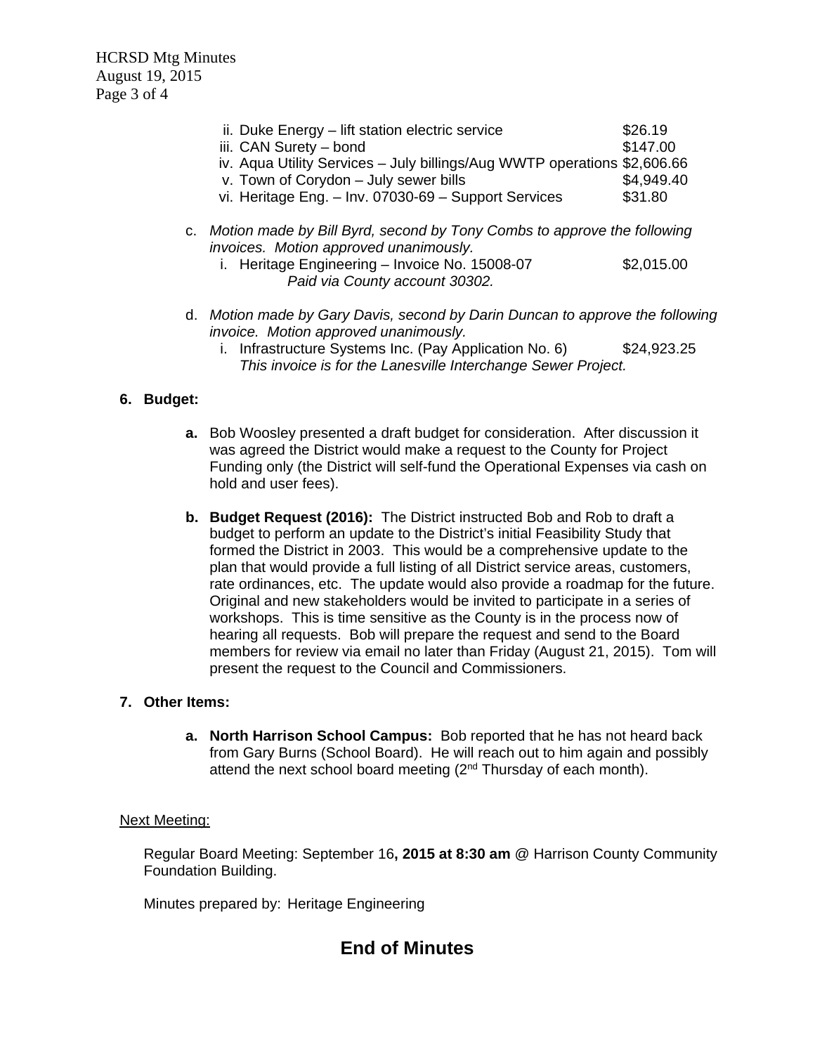ii. Duke Energy – lift station electric service $26.19
iii. CAN Surety – bond $147.00
iv. Aqua Utility Services – July billings/Aug WWTP operations $2,606.66
v. Town of Corydon – July sewer bills $4,949.40
vi. Heritage Eng. – Inv. 07030-69 – Support Services $31.80

c. *Motion made by Bill Byrd, second by Tony Combs to approve the following invoices. Motion approved unanimously.*
   i. Heritage Engineering – Invoice No. 15008-07 $2,015.00
      *Paid via County account 30302.*

d. *Motion made by Gary Davis, second by Darin Duncan to approve the following invoice. Motion approved unanimously.*
   i. Infrastructure Systems Inc. (Pay Application No. 6) $24,923.25
      *This invoice is for the Lanesville Interchange Sewer Project.*

**6. Budget:**

**a.** Bob Woosley presented a draft budget for consideration. After discussion it was agreed the District would make a request to the County for Project Funding only (the District will self-fund the Operational Expenses via cash on hold and user fees).

**b. Budget Request (2016):** The District instructed Bob and Rob to draft a budget to perform an update to the District's initial Feasibility Study that formed the District in 2003. This would be a comprehensive update to the plan that would provide a full listing of all District service areas, customers, rate ordinances, etc. The update would also provide a roadmap for the future. Original and new stakeholders would be invited to participate in a series of workshops. This is time sensitive as the County is in the process now of hearing all requests. Bob will prepare the request and send to the Board members for review via email no later than Friday (August 21, 2015). Tom will present the request to the Council and Commissioners.

**7. Other Items:**

**a. North Harrison School Campus:** Bob reported that he has not heard back from Gary Burns (School Board). He will reach out to him again and possibly attend the next school board meeting (2nd Thursday of each month).

Next Meeting:

Regular Board Meeting: September 16**, 2015 at 8:30 am** @ Harrison County Community Foundation Building.

Minutes prepared by: Heritage Engineering

## End of Minutes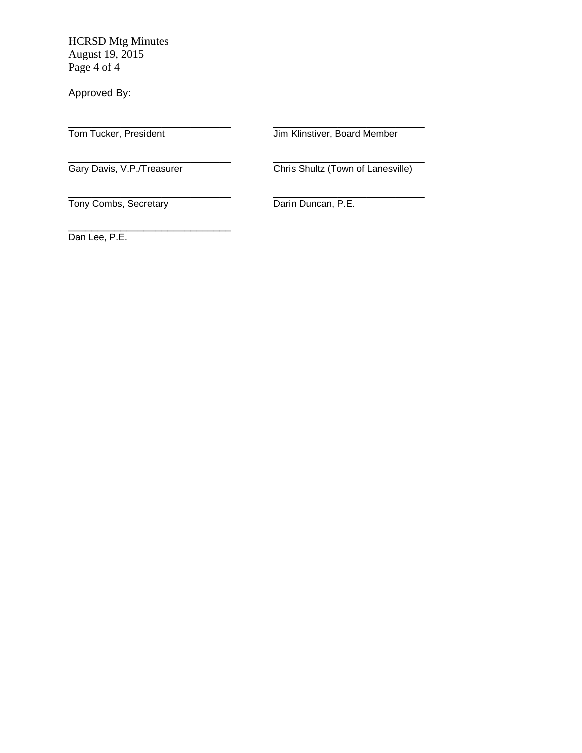Approved By:

| | |
|---|---|
| ______________________________ | ______________________________ |
| Tom Tucker, President | Jim Klinstiver, Board Member |
| ______________________________ | ______________________________ |
| Gary Davis, V.P./Treasurer | Chris Shultz (Town of Lanesville) |
| ______________________________ | ______________________________ |
| Tony Combs, Secretary | Darin Duncan, P.E. |
| ______________________________ | |
| Dan Lee, P.E. | |